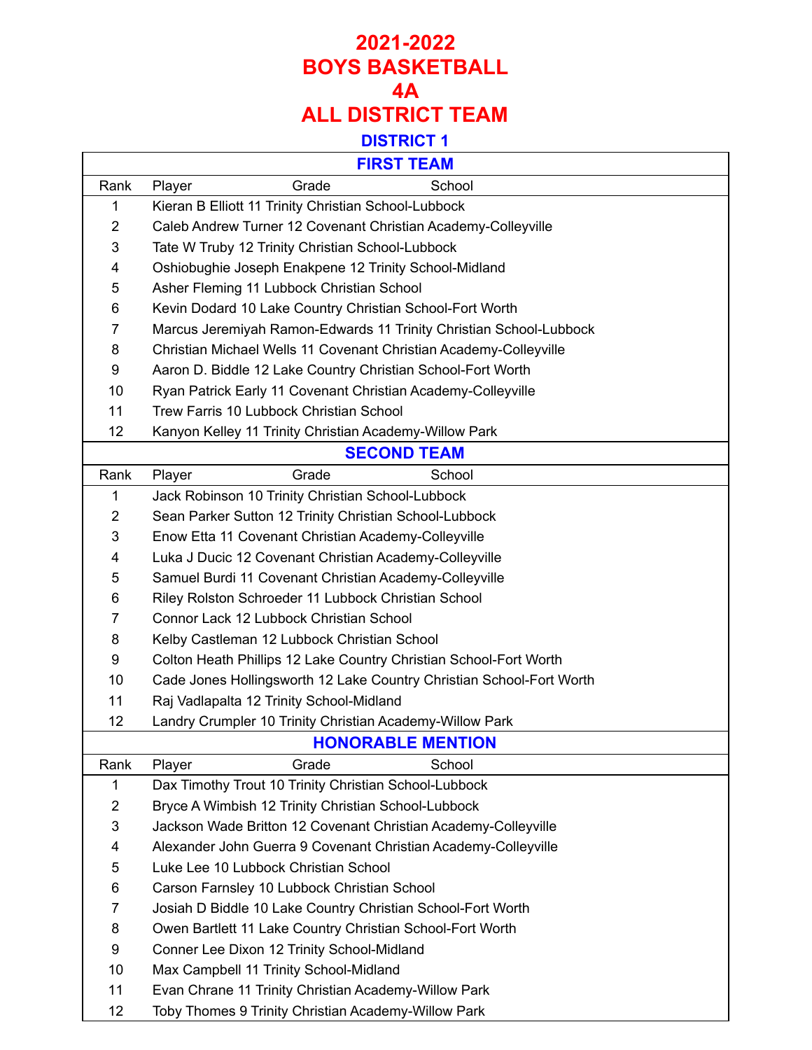# 2021-2022
# BOYS BASKETBALL
# 4A
# ALL DISTRICT TEAM

## DISTRICT 1

### FIRST TEAM

| Rank | Player | Grade | School |
|---|---|---|---|
| 1 | Kieran B Elliott | 11 | Trinity Christian School-Lubbock |
| 2 | Caleb Andrew Turner | 12 | Covenant Christian Academy-Colleyville |
| 3 | Tate W Truby | 12 | Trinity Christian School-Lubbock |
| 4 | Oshiobughie Joseph Enakpene | 12 | Trinity School-Midland |
| 5 | Asher Fleming | 11 | Lubbock Christian School |
| 6 | Kevin Dodard | 10 | Lake Country Christian School-Fort Worth |
| 7 | Marcus Jeremiyah Ramon-Edwards | 11 | Trinity Christian School-Lubbock |
| 8 | Christian Michael Wells | 11 | Covenant Christian Academy-Colleyville |
| 9 | Aaron D. Biddle | 12 | Lake Country Christian School-Fort Worth |
| 10 | Ryan Patrick Early | 11 | Covenant Christian Academy-Colleyville |
| 11 | Trew Farris | 10 | Lubbock Christian School |
| 12 | Kanyon Kelley | 11 | Trinity Christian Academy-Willow Park |

### SECOND TEAM

| Rank | Player | Grade | School |
|---|---|---|---|
| 1 | Jack Robinson | 10 | Trinity Christian School-Lubbock |
| 2 | Sean Parker Sutton | 12 | Trinity Christian School-Lubbock |
| 3 | Enow Etta | 11 | Covenant Christian Academy-Colleyville |
| 4 | Luka J Ducic | 12 | Covenant Christian Academy-Colleyville |
| 5 | Samuel Burdi | 11 | Covenant Christian Academy-Colleyville |
| 6 | Riley Rolston Schroeder | 11 | Lubbock Christian School |
| 7 | Connor Lack | 12 | Lubbock Christian School |
| 8 | Kelby Castleman | 12 | Lubbock Christian School |
| 9 | Colton Heath Phillips | 12 | Lake Country Christian School-Fort Worth |
| 10 | Cade Jones Hollingsworth | 12 | Lake Country Christian School-Fort Worth |
| 11 | Raj Vadlapalta | 12 | Trinity School-Midland |
| 12 | Landry Crumpler | 10 | Trinity Christian Academy-Willow Park |

### HONORABLE MENTION

| Rank | Player | Grade | School |
|---|---|---|---|
| 1 | Dax Timothy Trout | 10 | Trinity Christian School-Lubbock |
| 2 | Bryce A Wimbish | 12 | Trinity Christian School-Lubbock |
| 3 | Jackson Wade Britton | 12 | Covenant Christian Academy-Colleyville |
| 4 | Alexander John Guerra | 9 | Covenant Christian Academy-Colleyville |
| 5 | Luke Lee | 10 | Lubbock Christian School |
| 6 | Carson Farnsley | 10 | Lubbock Christian School |
| 7 | Josiah D Biddle | 10 | Lake Country Christian School-Fort Worth |
| 8 | Owen Bartlett | 11 | Lake Country Christian School-Fort Worth |
| 9 | Conner Lee Dixon | 12 | Trinity School-Midland |
| 10 | Max Campbell | 11 | Trinity School-Midland |
| 11 | Evan Chrane | 11 | Trinity Christian Academy-Willow Park |
| 12 | Toby Thomes | 9 | Trinity Christian Academy-Willow Park |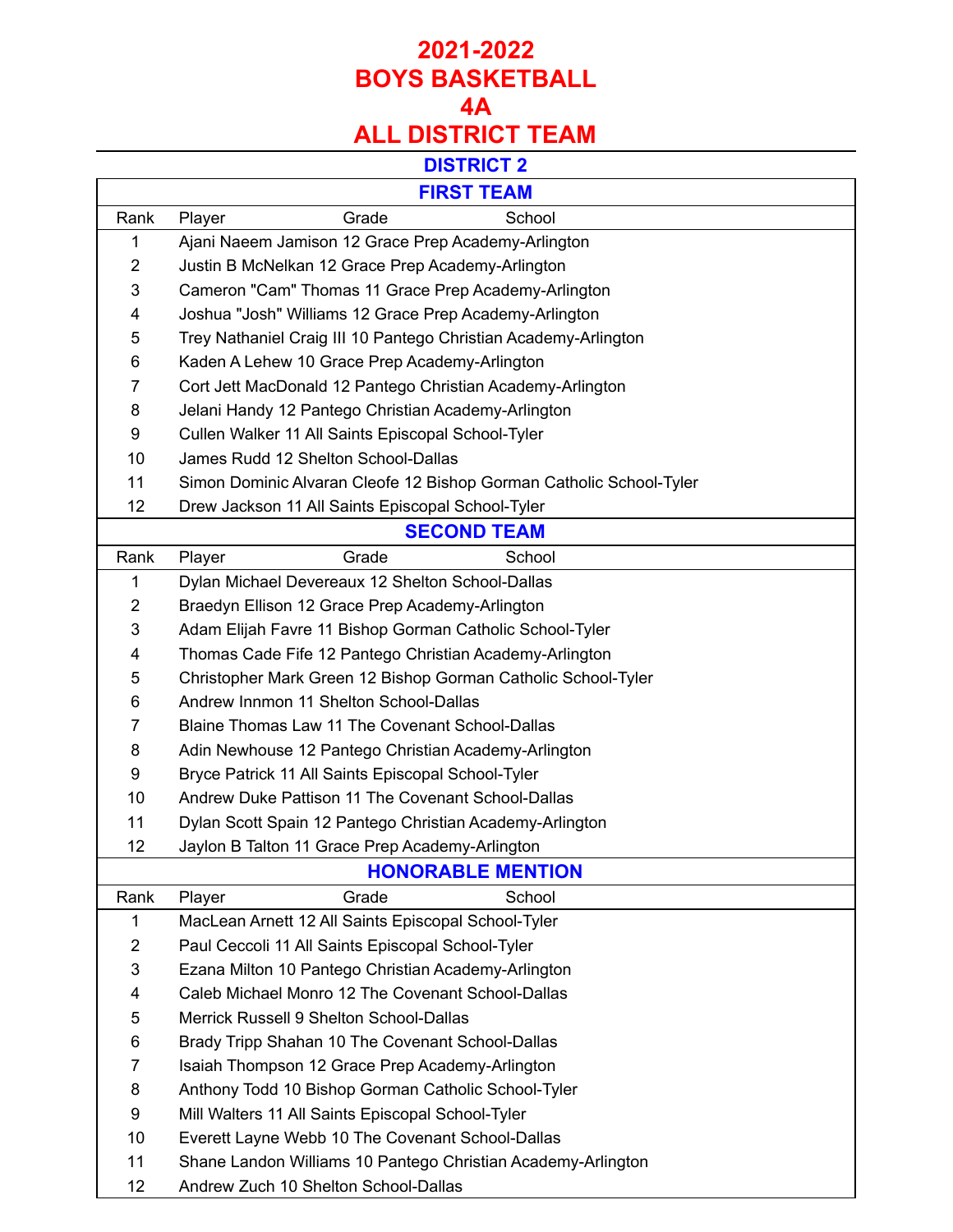# 2021-2022
# BOYS BASKETBALL
# 4A
# ALL DISTRICT TEAM

## DISTRICT 2

### FIRST TEAM

| Rank | Player | Grade | School |
|---|---|---|---|
| 1 | Ajani Naeem Jamison | 12 | Grace Prep Academy-Arlington |
| 2 | Justin B McNelkan | 12 | Grace Prep Academy-Arlington |
| 3 | Cameron "Cam" Thomas | 11 | Grace Prep Academy-Arlington |
| 4 | Joshua "Josh" Williams | 12 | Grace Prep Academy-Arlington |
| 5 | Trey Nathaniel Craig III | 10 | Pantego Christian Academy-Arlington |
| 6 | Kaden A Lehew | 10 | Grace Prep Academy-Arlington |
| 7 | Cort Jett MacDonald | 12 | Pantego Christian Academy-Arlington |
| 8 | Jelani Handy | 12 | Pantego Christian Academy-Arlington |
| 9 | Cullen Walker | 11 | All Saints Episcopal School-Tyler |
| 10 | James Rudd | 12 | Shelton School-Dallas |
| 11 | Simon Dominic Alvaran Cleofe | 12 | Bishop Gorman Catholic School-Tyler |
| 12 | Drew Jackson | 11 | All Saints Episcopal School-Tyler |

### SECOND TEAM

| Rank | Player | Grade | School |
|---|---|---|---|
| 1 | Dylan Michael Devereaux | 12 | Shelton School-Dallas |
| 2 | Braedyn Ellison | 12 | Grace Prep Academy-Arlington |
| 3 | Adam Elijah Favre | 11 | Bishop Gorman Catholic School-Tyler |
| 4 | Thomas Cade Fife | 12 | Pantego Christian Academy-Arlington |
| 5 | Christopher Mark Green | 12 | Bishop Gorman Catholic School-Tyler |
| 6 | Andrew Innmon | 11 | Shelton School-Dallas |
| 7 | Blaine Thomas Law | 11 | The Covenant School-Dallas |
| 8 | Adin Newhouse | 12 | Pantego Christian Academy-Arlington |
| 9 | Bryce Patrick | 11 | All Saints Episcopal School-Tyler |
| 10 | Andrew Duke Pattison | 11 | The Covenant School-Dallas |
| 11 | Dylan Scott Spain | 12 | Pantego Christian Academy-Arlington |
| 12 | Jaylon B Talton | 11 | Grace Prep Academy-Arlington |

### HONORABLE MENTION

| Rank | Player | Grade | School |
|---|---|---|---|
| 1 | MacLean Arnett | 12 | All Saints Episcopal School-Tyler |
| 2 | Paul Ceccoli | 11 | All Saints Episcopal School-Tyler |
| 3 | Ezana Milton | 10 | Pantego Christian Academy-Arlington |
| 4 | Caleb Michael Monro | 12 | The Covenant School-Dallas |
| 5 | Merrick Russell | 9 | Shelton School-Dallas |
| 6 | Brady Tripp Shahan | 10 | The Covenant School-Dallas |
| 7 | Isaiah Thompson | 12 | Grace Prep Academy-Arlington |
| 8 | Anthony Todd | 10 | Bishop Gorman Catholic School-Tyler |
| 9 | Mill Walters | 11 | All Saints Episcopal School-Tyler |
| 10 | Everett Layne Webb | 10 | The Covenant School-Dallas |
| 11 | Shane Landon Williams | 10 | Pantego Christian Academy-Arlington |
| 12 | Andrew Zuch | 10 | Shelton School-Dallas |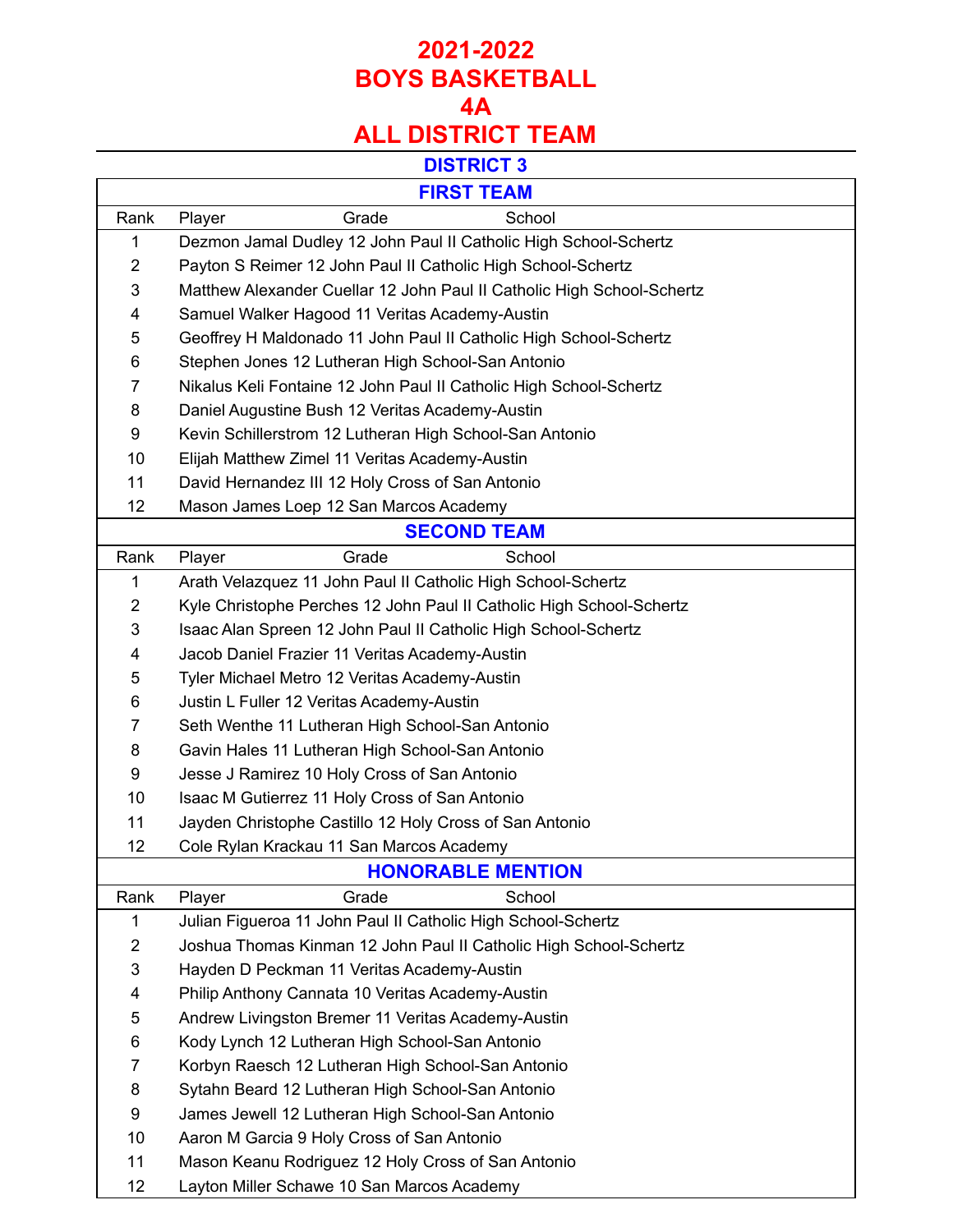# 2021-2022
# BOYS BASKETBALL
# 4A
# ALL DISTRICT TEAM

## DISTRICT 3

### FIRST TEAM

| Rank | Player | Grade | School |
|---|---|---|---|
| 1 | Dezmon Jamal Dudley | 12 | John Paul II Catholic High School-Schertz |
| 2 | Payton S Reimer | 12 | John Paul II Catholic High School-Schertz |
| 3 | Matthew Alexander Cuellar | 12 | John Paul II Catholic High School-Schertz |
| 4 | Samuel Walker Hagood | 11 | Veritas Academy-Austin |
| 5 | Geoffrey H Maldonado | 11 | John Paul II Catholic High School-Schertz |
| 6 | Stephen Jones | 12 | Lutheran High School-San Antonio |
| 7 | Nikalus Keli Fontaine | 12 | John Paul II Catholic High School-Schertz |
| 8 | Daniel Augustine Bush | 12 | Veritas Academy-Austin |
| 9 | Kevin Schillerstrom | 12 | Lutheran High School-San Antonio |
| 10 | Elijah Matthew Zimel | 11 | Veritas Academy-Austin |
| 11 | David Hernandez III | 12 | Holy Cross of San Antonio |
| 12 | Mason James Loep | 12 | San Marcos Academy |

### SECOND TEAM

| Rank | Player | Grade | School |
|---|---|---|---|
| 1 | Arath Velazquez | 11 | John Paul II Catholic High School-Schertz |
| 2 | Kyle Christophe Perches | 12 | John Paul II Catholic High School-Schertz |
| 3 | Isaac Alan Spreen | 12 | John Paul II Catholic High School-Schertz |
| 4 | Jacob Daniel Frazier | 11 | Veritas Academy-Austin |
| 5 | Tyler Michael Metro | 12 | Veritas Academy-Austin |
| 6 | Justin L Fuller | 12 | Veritas Academy-Austin |
| 7 | Seth Wenthe | 11 | Lutheran High School-San Antonio |
| 8 | Gavin Hales | 11 | Lutheran High School-San Antonio |
| 9 | Jesse J Ramirez | 10 | Holy Cross of San Antonio |
| 10 | Isaac M Gutierrez | 11 | Holy Cross of San Antonio |
| 11 | Jayden Christophe Castillo | 12 | Holy Cross of San Antonio |
| 12 | Cole Rylan Krackau | 11 | San Marcos Academy |

### HONORABLE MENTION

| Rank | Player | Grade | School |
|---|---|---|---|
| 1 | Julian Figueroa | 11 | John Paul II Catholic High School-Schertz |
| 2 | Joshua Thomas Kinman | 12 | John Paul II Catholic High School-Schertz |
| 3 | Hayden D Peckman | 11 | Veritas Academy-Austin |
| 4 | Philip Anthony Cannata | 10 | Veritas Academy-Austin |
| 5 | Andrew Livingston Bremer | 11 | Veritas Academy-Austin |
| 6 | Kody Lynch | 12 | Lutheran High School-San Antonio |
| 7 | Korbyn Raesch | 12 | Lutheran High School-San Antonio |
| 8 | Sytahn Beard | 12 | Lutheran High School-San Antonio |
| 9 | James Jewell | 12 | Lutheran High School-San Antonio |
| 10 | Aaron M Garcia | 9 | Holy Cross of San Antonio |
| 11 | Mason Keanu Rodriguez | 12 | Holy Cross of San Antonio |
| 12 | Layton Miller Schawe | 10 | San Marcos Academy |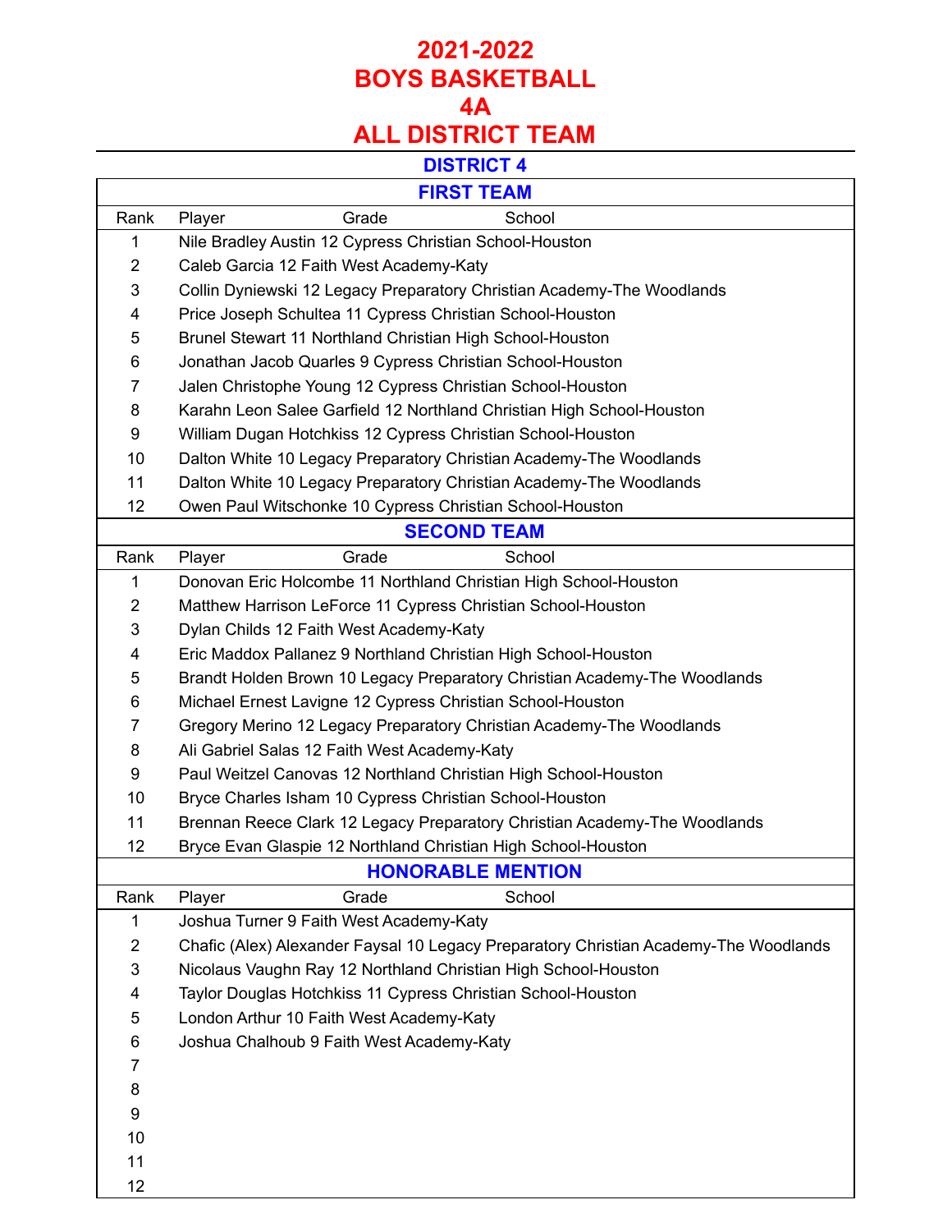# 2021-2022
# BOYS BASKETBALL
# 4A
# ALL DISTRICT TEAM

## DISTRICT 4

### FIRST TEAM

| Rank | Player Grade School |
|---|---|
| 1 | Nile Bradley Austin 12 Cypress Christian School-Houston |
| 2 | Caleb Garcia 12 Faith West Academy-Katy |
| 3 | Collin Dyniewski 12 Legacy Preparatory Christian Academy-The Woodlands |
| 4 | Price Joseph Schultea 11 Cypress Christian School-Houston |
| 5 | Brunel Stewart 11 Northland Christian High School-Houston |
| 6 | Jonathan Jacob Quarles 9 Cypress Christian School-Houston |
| 7 | Jalen Christophe Young 12 Cypress Christian School-Houston |
| 8 | Karahn Leon Salee Garfield 12 Northland Christian High School-Houston |
| 9 | William Dugan Hotchkiss 12 Cypress Christian School-Houston |
| 10 | Dalton White 10 Legacy Preparatory Christian Academy-The Woodlands |
| 11 | Dalton White 10 Legacy Preparatory Christian Academy-The Woodlands |
| 12 | Owen Paul Witschonke 10 Cypress Christian School-Houston |

### SECOND TEAM

| Rank | Player Grade School |
|---|---|
| 1 | Donovan Eric Holcombe 11 Northland Christian High School-Houston |
| 2 | Matthew Harrison LeForce 11 Cypress Christian School-Houston |
| 3 | Dylan Childs 12 Faith West Academy-Katy |
| 4 | Eric Maddox Pallanez 9 Northland Christian High School-Houston |
| 5 | Brandt Holden Brown 10 Legacy Preparatory Christian Academy-The Woodlands |
| 6 | Michael Ernest Lavigne 12 Cypress Christian School-Houston |
| 7 | Gregory Merino 12 Legacy Preparatory Christian Academy-The Woodlands |
| 8 | Ali Gabriel Salas 12 Faith West Academy-Katy |
| 9 | Paul Weitzel Canovas 12 Northland Christian High School-Houston |
| 10 | Bryce Charles Isham 10 Cypress Christian School-Houston |
| 11 | Brennan Reece Clark 12 Legacy Preparatory Christian Academy-The Woodlands |
| 12 | Bryce Evan Glaspie 12 Northland Christian High School-Houston |

### HONORABLE MENTION

| Rank | Player Grade School |
|---|---|
| 1 | Joshua Turner 9 Faith West Academy-Katy |
| 2 | Chafic (Alex) Alexander Faysal 10 Legacy Preparatory Christian Academy-The Woodlands |
| 3 | Nicolaus Vaughn Ray 12 Northland Christian High School-Houston |
| 4 | Taylor Douglas Hotchkiss 11 Cypress Christian School-Houston |
| 5 | London Arthur 10 Faith West Academy-Katy |
| 6 | Joshua Chalhoub 9 Faith West Academy-Katy |
| 7 | |
| 8 | |
| 9 | |
| 10 | |
| 11 | |
| 12 | |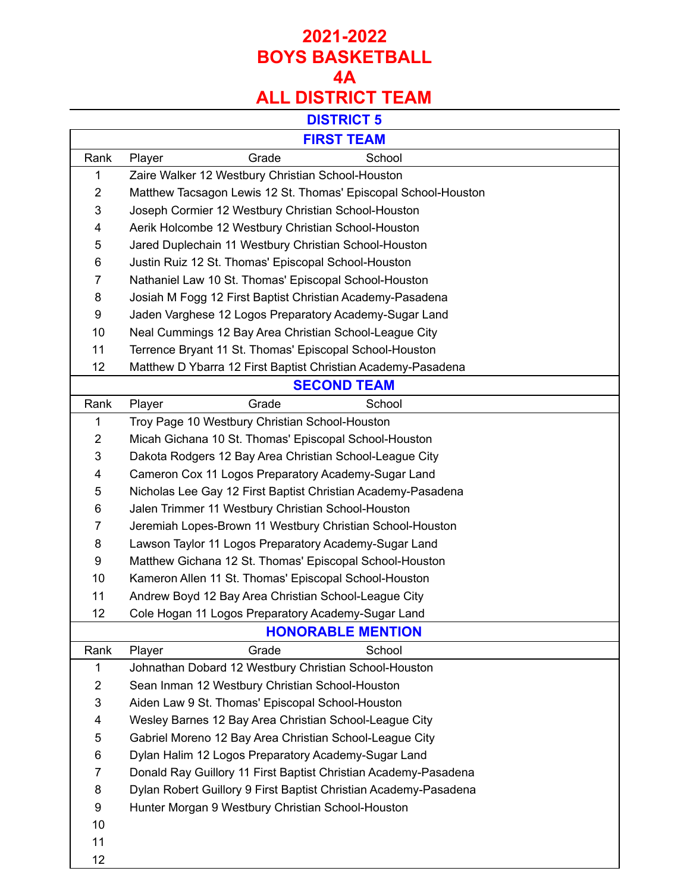# 2021-2022
# BOYS BASKETBALL
# 4A
# ALL DISTRICT TEAM

## DISTRICT 5

### FIRST TEAM

| Rank | Player | Grade | School |
|---|---|---|---|
| 1 | Zaire Walker | 12 | Westbury Christian School-Houston |
| 2 | Matthew Tacsagon Lewis | 12 | St. Thomas' Episcopal School-Houston |
| 3 | Joseph Cormier | 12 | Westbury Christian School-Houston |
| 4 | Aerik Holcombe | 12 | Westbury Christian School-Houston |
| 5 | Jared Duplechain | 11 | Westbury Christian School-Houston |
| 6 | Justin Ruiz | 12 | St. Thomas' Episcopal School-Houston |
| 7 | Nathaniel Law | 10 | St. Thomas' Episcopal School-Houston |
| 8 | Josiah M Fogg | 12 | First Baptist Christian Academy-Pasadena |
| 9 | Jaden Varghese | 12 | Logos Preparatory Academy-Sugar Land |
| 10 | Neal Cummings | 12 | Bay Area Christian School-League City |
| 11 | Terrence Bryant | 11 | St. Thomas' Episcopal School-Houston |
| 12 | Matthew D Ybarra | 12 | First Baptist Christian Academy-Pasadena |

### SECOND TEAM

| Rank | Player | Grade | School |
|---|---|---|---|
| 1 | Troy Page | 10 | Westbury Christian School-Houston |
| 2 | Micah Gichana | 10 | St. Thomas' Episcopal School-Houston |
| 3 | Dakota Rodgers | 12 | Bay Area Christian School-League City |
| 4 | Cameron Cox | 11 | Logos Preparatory Academy-Sugar Land |
| 5 | Nicholas Lee Gay | 12 | First Baptist Christian Academy-Pasadena |
| 6 | Jalen Trimmer | 11 | Westbury Christian School-Houston |
| 7 | Jeremiah Lopes-Brown | 11 | Westbury Christian School-Houston |
| 8 | Lawson Taylor | 11 | Logos Preparatory Academy-Sugar Land |
| 9 | Matthew Gichana | 12 | St. Thomas' Episcopal School-Houston |
| 10 | Kameron Allen | 11 | St. Thomas' Episcopal School-Houston |
| 11 | Andrew Boyd | 12 | Bay Area Christian School-League City |
| 12 | Cole Hogan | 11 | Logos Preparatory Academy-Sugar Land |

### HONORABLE MENTION

| Rank | Player | Grade | School |
|---|---|---|---|
| 1 | Johnathan Dobard | 12 | Westbury Christian School-Houston |
| 2 | Sean Inman | 12 | Westbury Christian School-Houston |
| 3 | Aiden Law | 9 | St. Thomas' Episcopal School-Houston |
| 4 | Wesley Barnes | 12 | Bay Area Christian School-League City |
| 5 | Gabriel Moreno | 12 | Bay Area Christian School-League City |
| 6 | Dylan Halim | 12 | Logos Preparatory Academy-Sugar Land |
| 7 | Donald Ray Guillory | 11 | First Baptist Christian Academy-Pasadena |
| 8 | Dylan Robert Guillory | 9 | First Baptist Christian Academy-Pasadena |
| 9 | Hunter Morgan | 9 | Westbury Christian School-Houston |
| 10 | | | |
| 11 | | | |
| 12 | | | |